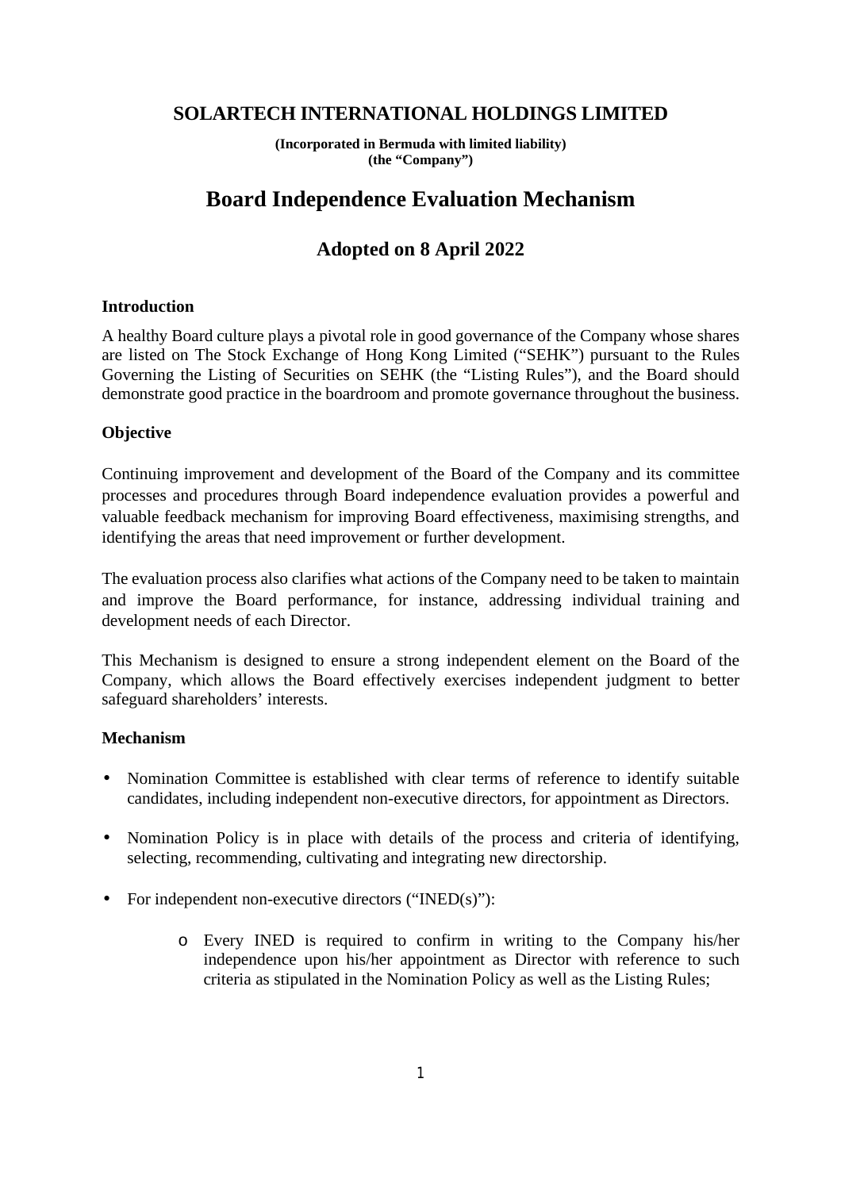# SOLARTECH INTERNATIONAL HOLDINGS LIMITED

**(Incorporated in Bermuda with limited liability)**
**(the "Company")**

# Board Independence Evaluation Mechanism

## Adopted on 8 April 2022

### Introduction

A healthy Board culture plays a pivotal role in good governance of the Company whose shares are listed on The Stock Exchange of Hong Kong Limited ("SEHK") pursuant to the Rules Governing the Listing of Securities on SEHK (the "Listing Rules"), and the Board should demonstrate good practice in the boardroom and promote governance throughout the business.

### Objective

Continuing improvement and development of the Board of the Company and its committee processes and procedures through Board independence evaluation provides a powerful and valuable feedback mechanism for improving Board effectiveness, maximising strengths, and identifying the areas that need improvement or further development.

The evaluation process also clarifies what actions of the Company need to be taken to maintain and improve the Board performance, for instance, addressing individual training and development needs of each Director.

This Mechanism is designed to ensure a strong independent element on the Board of the Company, which allows the Board effectively exercises independent judgment to better safeguard shareholders' interests.

### Mechanism

- Nomination Committee is established with clear terms of reference to identify suitable candidates, including independent non-executive directors, for appointment as Directors.
- Nomination Policy is in place with details of the process and criteria of identifying, selecting, recommending, cultivating and integrating new directorship.
- For independent non-executive directors ("INED(s)"):
  - Every INED is required to confirm in writing to the Company his/her independence upon his/her appointment as Director with reference to such criteria as stipulated in the Nomination Policy as well as the Listing Rules;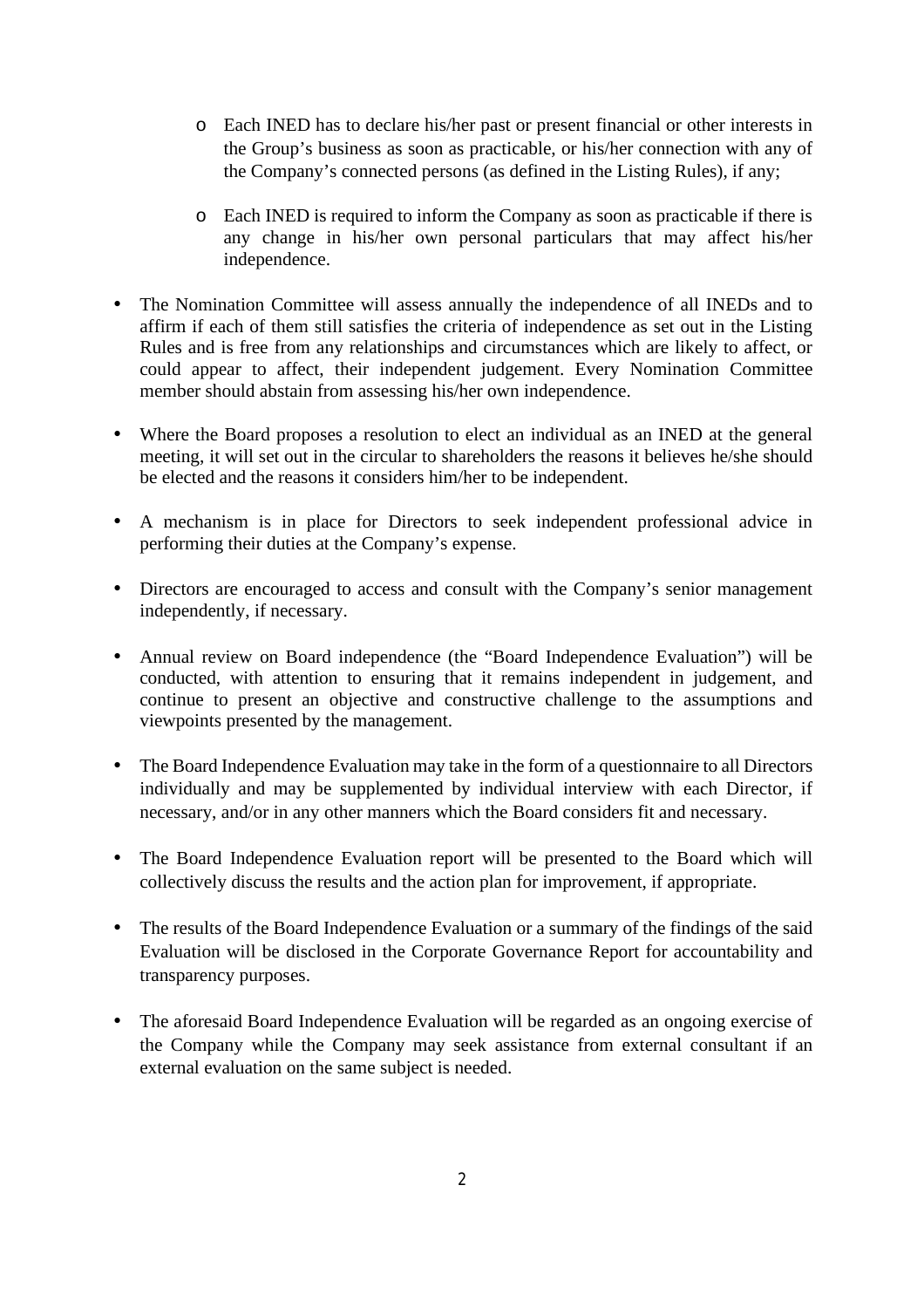- Each INED has to declare his/her past or present financial or other interests in the Group's business as soon as practicable, or his/her connection with any of the Company's connected persons (as defined in the Listing Rules), if any;

    - Each INED is required to inform the Company as soon as practicable if there is any change in his/her own personal particulars that may affect his/her independence.

- The Nomination Committee will assess annually the independence of all INEDs and to affirm if each of them still satisfies the criteria of independence as set out in the Listing Rules and is free from any relationships and circumstances which are likely to affect, or could appear to affect, their independent judgement. Every Nomination Committee member should abstain from assessing his/her own independence.

- Where the Board proposes a resolution to elect an individual as an INED at the general meeting, it will set out in the circular to shareholders the reasons it believes he/she should be elected and the reasons it considers him/her to be independent.

- A mechanism is in place for Directors to seek independent professional advice in performing their duties at the Company's expense.

- Directors are encouraged to access and consult with the Company's senior management independently, if necessary.

- Annual review on Board independence (the "Board Independence Evaluation") will be conducted, with attention to ensuring that it remains independent in judgement, and continue to present an objective and constructive challenge to the assumptions and viewpoints presented by the management.

- The Board Independence Evaluation may take in the form of a questionnaire to all Directors individually and may be supplemented by individual interview with each Director, if necessary, and/or in any other manners which the Board considers fit and necessary.

- The Board Independence Evaluation report will be presented to the Board which will collectively discuss the results and the action plan for improvement, if appropriate.

- The results of the Board Independence Evaluation or a summary of the findings of the said Evaluation will be disclosed in the Corporate Governance Report for accountability and transparency purposes.

- The aforesaid Board Independence Evaluation will be regarded as an ongoing exercise of the Company while the Company may seek assistance from external consultant if an external evaluation on the same subject is needed.